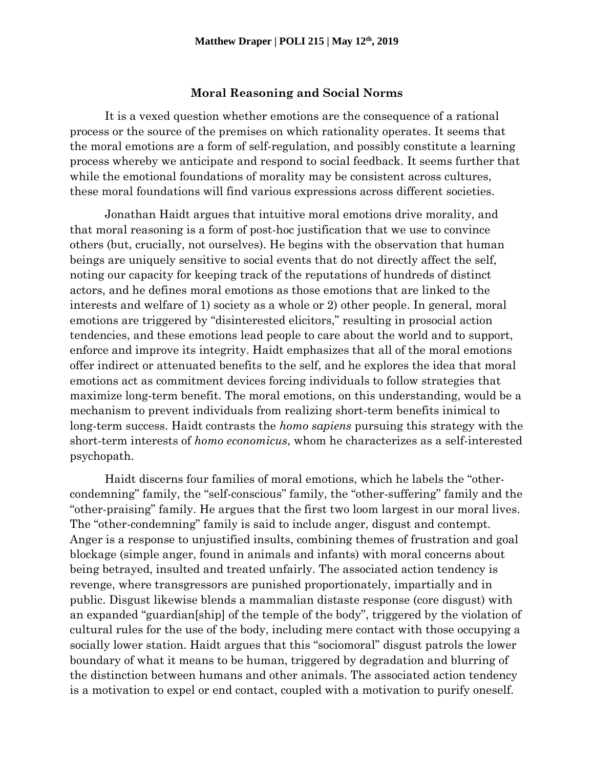**Matthew Draper | POLI 215 | May 12th, 2019**

## Moral Reasoning and Social Norms

It is a vexed question whether emotions are the consequence of a rational process or the source of the premises on which rationality operates. It seems that the moral emotions are a form of self-regulation, and possibly constitute a learning process whereby we anticipate and respond to social feedback. It seems further that while the emotional foundations of morality may be consistent across cultures, these moral foundations will find various expressions across different societies.

Jonathan Haidt argues that intuitive moral emotions drive morality, and that moral reasoning is a form of post-hoc justification that we use to convince others (but, crucially, not ourselves). He begins with the observation that human beings are uniquely sensitive to social events that do not directly affect the self, noting our capacity for keeping track of the reputations of hundreds of distinct actors, and he defines moral emotions as those emotions that are linked to the interests and welfare of 1) society as a whole or 2) other people. In general, moral emotions are triggered by "disinterested elicitors," resulting in prosocial action tendencies, and these emotions lead people to care about the world and to support, enforce and improve its integrity. Haidt emphasizes that all of the moral emotions offer indirect or attenuated benefits to the self, and he explores the idea that moral emotions act as commitment devices forcing individuals to follow strategies that maximize long-term benefit. The moral emotions, on this understanding, would be a mechanism to prevent individuals from realizing short-term benefits inimical to long-term success. Haidt contrasts the *homo sapiens* pursuing this strategy with the short-term interests of *homo economicus*, whom he characterizes as a self-interested psychopath.

Haidt discerns four families of moral emotions, which he labels the "other-condemning" family, the "self-conscious" family, the "other-suffering" family and the "other-praising" family. He argues that the first two loom largest in our moral lives. The "other-condemning" family is said to include anger, disgust and contempt. Anger is a response to unjustified insults, combining themes of frustration and goal blockage (simple anger, found in animals and infants) with moral concerns about being betrayed, insulted and treated unfairly. The associated action tendency is revenge, where transgressors are punished proportionately, impartially and in public. Disgust likewise blends a mammalian distaste response (core disgust) with an expanded "guardian[ship] of the temple of the body", triggered by the violation of cultural rules for the use of the body, including mere contact with those occupying a socially lower station. Haidt argues that this "sociomoral" disgust patrols the lower boundary of what it means to be human, triggered by degradation and blurring of the distinction between humans and other animals. The associated action tendency is a motivation to expel or end contact, coupled with a motivation to purify oneself.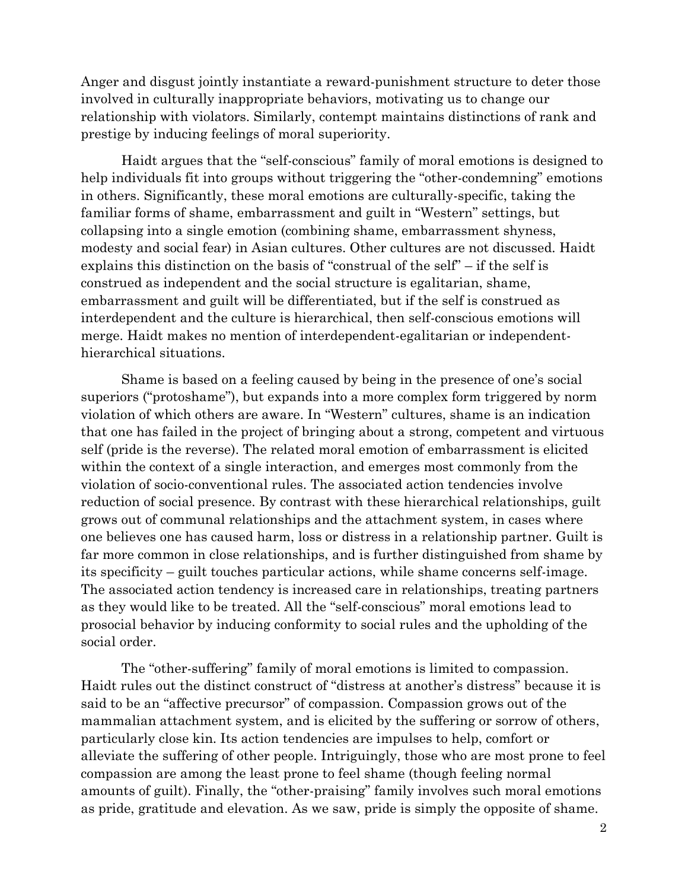Anger and disgust jointly instantiate a reward-punishment structure to deter those involved in culturally inappropriate behaviors, motivating us to change our relationship with violators. Similarly, contempt maintains distinctions of rank and prestige by inducing feelings of moral superiority.

Haidt argues that the "self-conscious" family of moral emotions is designed to help individuals fit into groups without triggering the "other-condemning" emotions in others. Significantly, these moral emotions are culturally-specific, taking the familiar forms of shame, embarrassment and guilt in "Western" settings, but collapsing into a single emotion (combining shame, embarrassment shyness, modesty and social fear) in Asian cultures. Other cultures are not discussed. Haidt explains this distinction on the basis of "construal of the self" – if the self is construed as independent and the social structure is egalitarian, shame, embarrassment and guilt will be differentiated, but if the self is construed as interdependent and the culture is hierarchical, then self-conscious emotions will merge. Haidt makes no mention of interdependent-egalitarian or independent-hierarchical situations.

Shame is based on a feeling caused by being in the presence of one's social superiors ("protoshame"), but expands into a more complex form triggered by norm violation of which others are aware. In "Western" cultures, shame is an indication that one has failed in the project of bringing about a strong, competent and virtuous self (pride is the reverse). The related moral emotion of embarrassment is elicited within the context of a single interaction, and emerges most commonly from the violation of socio-conventional rules. The associated action tendencies involve reduction of social presence. By contrast with these hierarchical relationships, guilt grows out of communal relationships and the attachment system, in cases where one believes one has caused harm, loss or distress in a relationship partner. Guilt is far more common in close relationships, and is further distinguished from shame by its specificity – guilt touches particular actions, while shame concerns self-image. The associated action tendency is increased care in relationships, treating partners as they would like to be treated. All the "self-conscious" moral emotions lead to prosocial behavior by inducing conformity to social rules and the upholding of the social order.

The "other-suffering" family of moral emotions is limited to compassion. Haidt rules out the distinct construct of "distress at another's distress" because it is said to be an "affective precursor" of compassion. Compassion grows out of the mammalian attachment system, and is elicited by the suffering or sorrow of others, particularly close kin. Its action tendencies are impulses to help, comfort or alleviate the suffering of other people. Intriguingly, those who are most prone to feel compassion are among the least prone to feel shame (though feeling normal amounts of guilt). Finally, the "other-praising" family involves such moral emotions as pride, gratitude and elevation. As we saw, pride is simply the opposite of shame.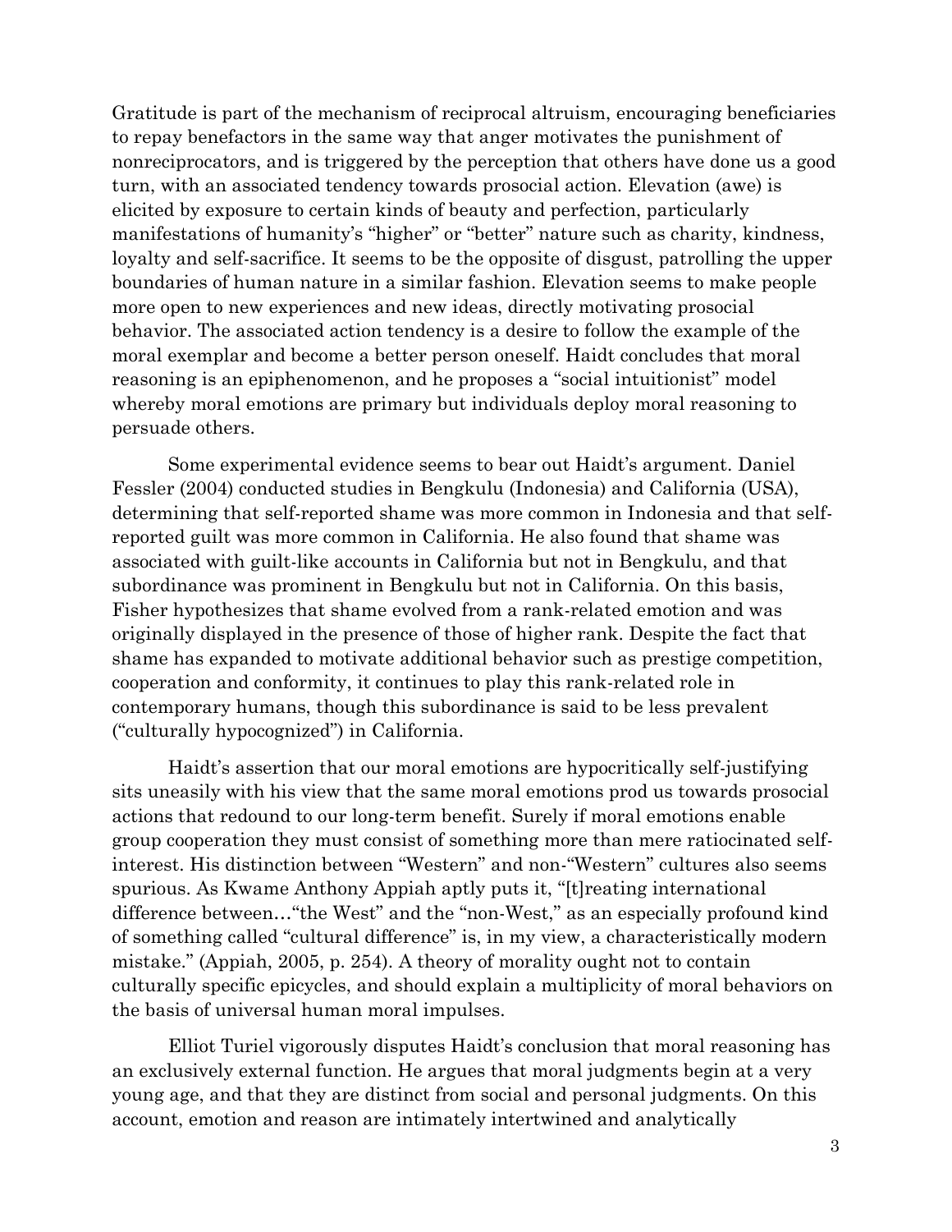Gratitude is part of the mechanism of reciprocal altruism, encouraging beneficiaries to repay benefactors in the same way that anger motivates the punishment of nonreciprocators, and is triggered by the perception that others have done us a good turn, with an associated tendency towards prosocial action. Elevation (awe) is elicited by exposure to certain kinds of beauty and perfection, particularly manifestations of humanity's "higher" or "better" nature such as charity, kindness, loyalty and self-sacrifice. It seems to be the opposite of disgust, patrolling the upper boundaries of human nature in a similar fashion. Elevation seems to make people more open to new experiences and new ideas, directly motivating prosocial behavior. The associated action tendency is a desire to follow the example of the moral exemplar and become a better person oneself. Haidt concludes that moral reasoning is an epiphenomenon, and he proposes a "social intuitionist" model whereby moral emotions are primary but individuals deploy moral reasoning to persuade others.

Some experimental evidence seems to bear out Haidt's argument. Daniel Fessler (2004) conducted studies in Bengkulu (Indonesia) and California (USA), determining that self-reported shame was more common in Indonesia and that self-reported guilt was more common in California. He also found that shame was associated with guilt-like accounts in California but not in Bengkulu, and that subordinance was prominent in Bengkulu but not in California. On this basis, Fisher hypothesizes that shame evolved from a rank-related emotion and was originally displayed in the presence of those of higher rank. Despite the fact that shame has expanded to motivate additional behavior such as prestige competition, cooperation and conformity, it continues to play this rank-related role in contemporary humans, though this subordinance is said to be less prevalent ("culturally hypocognized") in California.

Haidt's assertion that our moral emotions are hypocritically self-justifying sits uneasily with his view that the same moral emotions prod us towards prosocial actions that redound to our long-term benefit. Surely if moral emotions enable group cooperation they must consist of something more than mere ratiocinated self-interest. His distinction between "Western" and non-"Western" cultures also seems spurious. As Kwame Anthony Appiah aptly puts it, "[t]reating international difference between…"the West" and the "non-West," as an especially profound kind of something called "cultural difference" is, in my view, a characteristically modern mistake." (Appiah, 2005, p. 254). A theory of morality ought not to contain culturally specific epicycles, and should explain a multiplicity of moral behaviors on the basis of universal human moral impulses.

Elliot Turiel vigorously disputes Haidt's conclusion that moral reasoning has an exclusively external function. He argues that moral judgments begin at a very young age, and that they are distinct from social and personal judgments. On this account, emotion and reason are intimately intertwined and analytically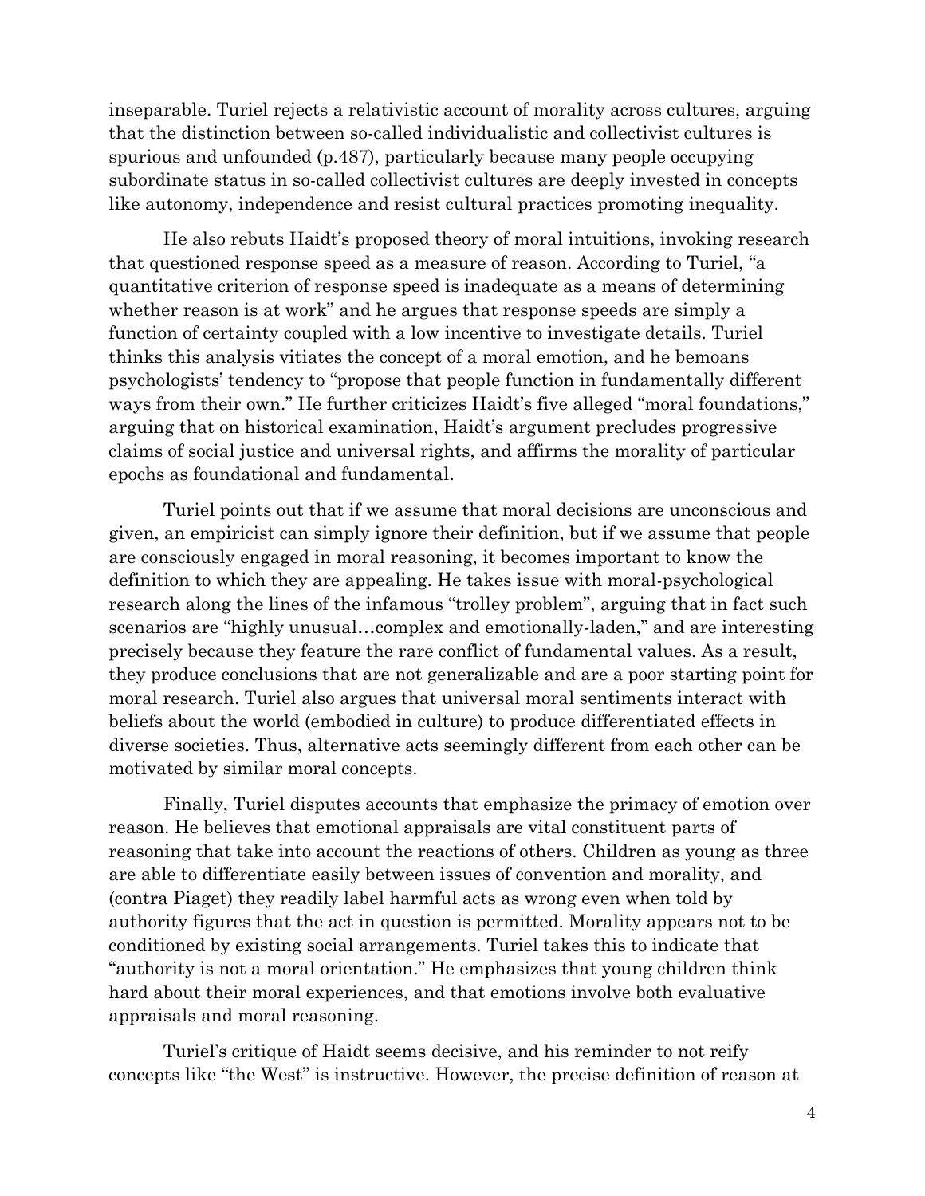inseparable. Turiel rejects a relativistic account of morality across cultures, arguing that the distinction between so-called individualistic and collectivist cultures is spurious and unfounded (p.487), particularly because many people occupying subordinate status in so-called collectivist cultures are deeply invested in concepts like autonomy, independence and resist cultural practices promoting inequality.

He also rebuts Haidt's proposed theory of moral intuitions, invoking research that questioned response speed as a measure of reason. According to Turiel, "a quantitative criterion of response speed is inadequate as a means of determining whether reason is at work" and he argues that response speeds are simply a function of certainty coupled with a low incentive to investigate details. Turiel thinks this analysis vitiates the concept of a moral emotion, and he bemoans psychologists' tendency to "propose that people function in fundamentally different ways from their own." He further criticizes Haidt's five alleged "moral foundations," arguing that on historical examination, Haidt's argument precludes progressive claims of social justice and universal rights, and affirms the morality of particular epochs as foundational and fundamental.

Turiel points out that if we assume that moral decisions are unconscious and given, an empiricist can simply ignore their definition, but if we assume that people are consciously engaged in moral reasoning, it becomes important to know the definition to which they are appealing. He takes issue with moral-psychological research along the lines of the infamous "trolley problem", arguing that in fact such scenarios are "highly unusual…complex and emotionally-laden," and are interesting precisely because they feature the rare conflict of fundamental values. As a result, they produce conclusions that are not generalizable and are a poor starting point for moral research. Turiel also argues that universal moral sentiments interact with beliefs about the world (embodied in culture) to produce differentiated effects in diverse societies. Thus, alternative acts seemingly different from each other can be motivated by similar moral concepts.

Finally, Turiel disputes accounts that emphasize the primacy of emotion over reason. He believes that emotional appraisals are vital constituent parts of reasoning that take into account the reactions of others. Children as young as three are able to differentiate easily between issues of convention and morality, and (contra Piaget) they readily label harmful acts as wrong even when told by authority figures that the act in question is permitted. Morality appears not to be conditioned by existing social arrangements. Turiel takes this to indicate that "authority is not a moral orientation." He emphasizes that young children think hard about their moral experiences, and that emotions involve both evaluative appraisals and moral reasoning.

Turiel's critique of Haidt seems decisive, and his reminder to not reify concepts like "the West" is instructive. However, the precise definition of reason at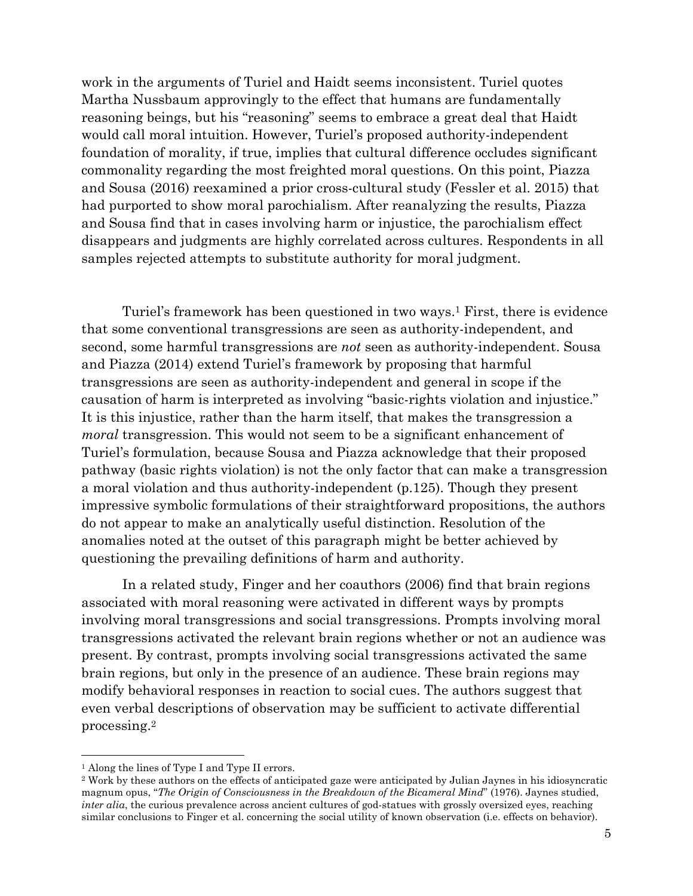work in the arguments of Turiel and Haidt seems inconsistent. Turiel quotes Martha Nussbaum approvingly to the effect that humans are fundamentally reasoning beings, but his "reasoning" seems to embrace a great deal that Haidt would call moral intuition. However, Turiel's proposed authority-independent foundation of morality, if true, implies that cultural difference occludes significant commonality regarding the most freighted moral questions. On this point, Piazza and Sousa (2016) reexamined a prior cross-cultural study (Fessler et al. 2015) that had purported to show moral parochialism. After reanalyzing the results, Piazza and Sousa find that in cases involving harm or injustice, the parochialism effect disappears and judgments are highly correlated across cultures. Respondents in all samples rejected attempts to substitute authority for moral judgment.

Turiel's framework has been questioned in two ways.[1] First, there is evidence that some conventional transgressions are seen as authority-independent, and second, some harmful transgressions are *not* seen as authority-independent. Sousa and Piazza (2014) extend Turiel's framework by proposing that harmful transgressions are seen as authority-independent and general in scope if the causation of harm is interpreted as involving "basic-rights violation and injustice." It is this injustice, rather than the harm itself, that makes the transgression a *moral* transgression. This would not seem to be a significant enhancement of Turiel's formulation, because Sousa and Piazza acknowledge that their proposed pathway (basic rights violation) is not the only factor that can make a transgression a moral violation and thus authority-independent (p.125). Though they present impressive symbolic formulations of their straightforward propositions, the authors do not appear to make an analytically useful distinction. Resolution of the anomalies noted at the outset of this paragraph might be better achieved by questioning the prevailing definitions of harm and authority.

In a related study, Finger and her coauthors (2006) find that brain regions associated with moral reasoning were activated in different ways by prompts involving moral transgressions and social transgressions. Prompts involving moral transgressions activated the relevant brain regions whether or not an audience was present. By contrast, prompts involving social transgressions activated the same brain regions, but only in the presence of an audience. These brain regions may modify behavioral responses in reaction to social cues. The authors suggest that even verbal descriptions of observation may be sufficient to activate differential processing.[2]

---

[1] Along the lines of Type I and Type II errors.

[2] Work by these authors on the effects of anticipated gaze were anticipated by Julian Jaynes in his idiosyncratic magnum opus, "*The Origin of Consciousness in the Breakdown of the Bicameral Mind*" (1976). Jaynes studied, *inter alia*, the curious prevalence across ancient cultures of god-statues with grossly oversized eyes, reaching similar conclusions to Finger et al. concerning the social utility of known observation (i.e. effects on behavior).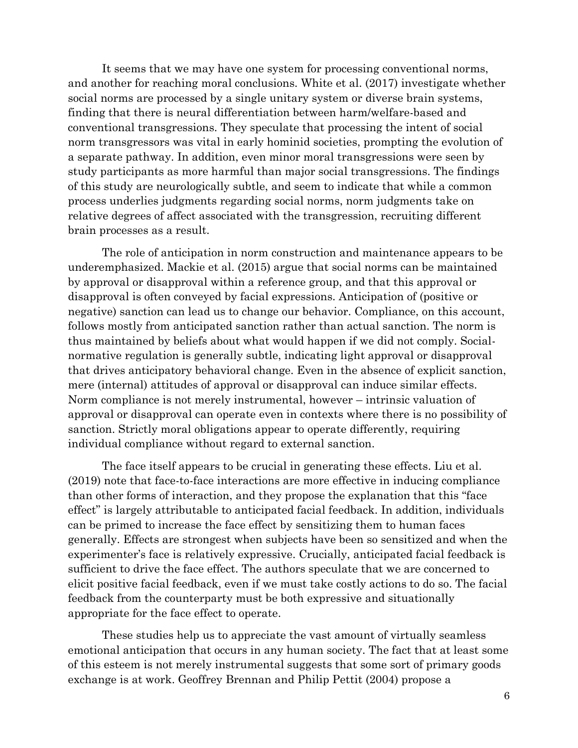It seems that we may have one system for processing conventional norms, and another for reaching moral conclusions. White et al. (2017) investigate whether social norms are processed by a single unitary system or diverse brain systems, finding that there is neural differentiation between harm/welfare-based and conventional transgressions. They speculate that processing the intent of social norm transgressors was vital in early hominid societies, prompting the evolution of a separate pathway. In addition, even minor moral transgressions were seen by study participants as more harmful than major social transgressions. The findings of this study are neurologically subtle, and seem to indicate that while a common process underlies judgments regarding social norms, norm judgments take on relative degrees of affect associated with the transgression, recruiting different brain processes as a result.

The role of anticipation in norm construction and maintenance appears to be underemphasized. Mackie et al. (2015) argue that social norms can be maintained by approval or disapproval within a reference group, and that this approval or disapproval is often conveyed by facial expressions. Anticipation of (positive or negative) sanction can lead us to change our behavior. Compliance, on this account, follows mostly from anticipated sanction rather than actual sanction. The norm is thus maintained by beliefs about what would happen if we did not comply. Social-normative regulation is generally subtle, indicating light approval or disapproval that drives anticipatory behavioral change. Even in the absence of explicit sanction, mere (internal) attitudes of approval or disapproval can induce similar effects. Norm compliance is not merely instrumental, however – intrinsic valuation of approval or disapproval can operate even in contexts where there is no possibility of sanction. Strictly moral obligations appear to operate differently, requiring individual compliance without regard to external sanction.

The face itself appears to be crucial in generating these effects. Liu et al. (2019) note that face-to-face interactions are more effective in inducing compliance than other forms of interaction, and they propose the explanation that this "face effect" is largely attributable to anticipated facial feedback. In addition, individuals can be primed to increase the face effect by sensitizing them to human faces generally. Effects are strongest when subjects have been so sensitized and when the experimenter's face is relatively expressive. Crucially, anticipated facial feedback is sufficient to drive the face effect. The authors speculate that we are concerned to elicit positive facial feedback, even if we must take costly actions to do so. The facial feedback from the counterparty must be both expressive and situationally appropriate for the face effect to operate.

These studies help us to appreciate the vast amount of virtually seamless emotional anticipation that occurs in any human society. The fact that at least some of this esteem is not merely instrumental suggests that some sort of primary goods exchange is at work. Geoffrey Brennan and Philip Pettit (2004) propose a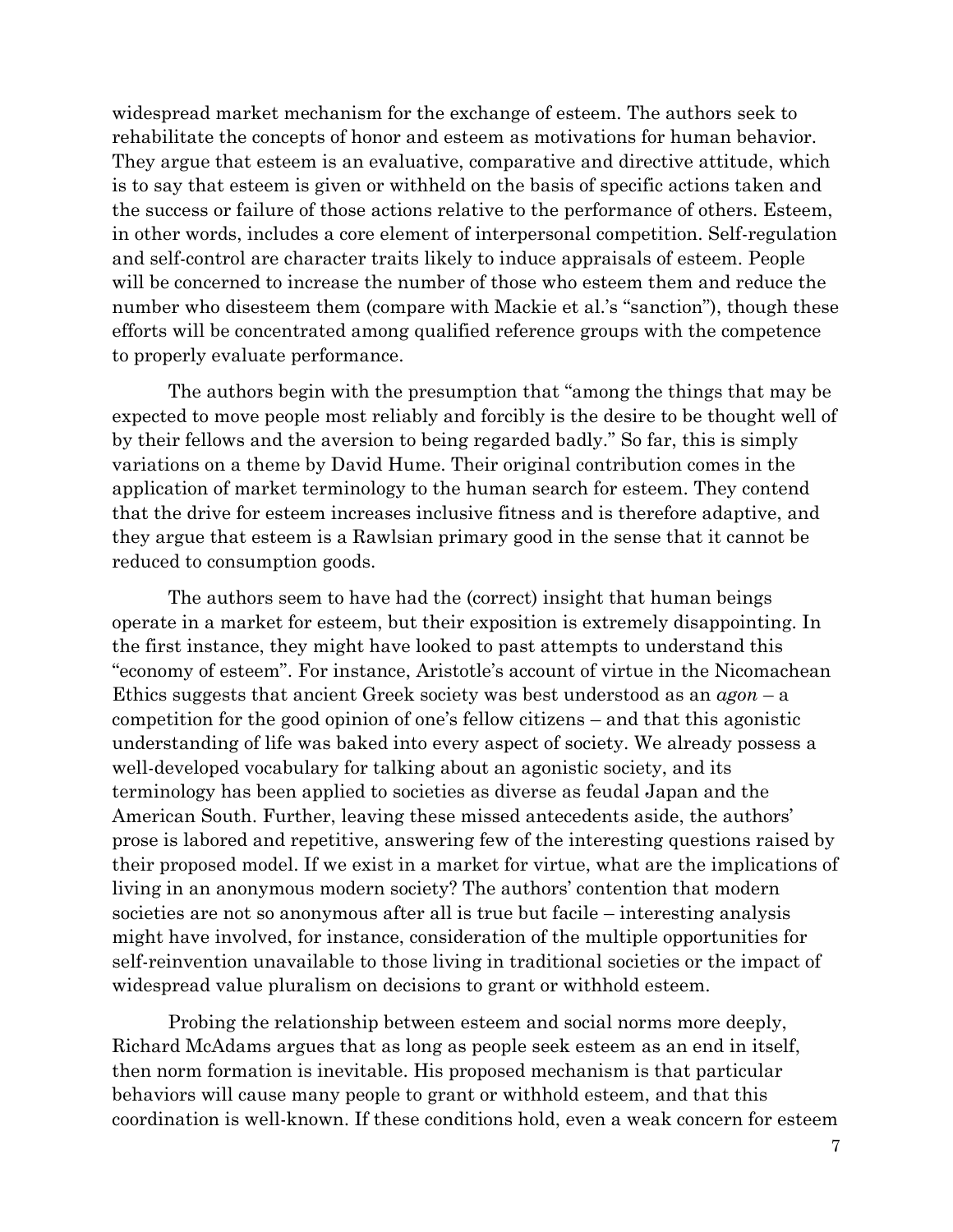widespread market mechanism for the exchange of esteem. The authors seek to rehabilitate the concepts of honor and esteem as motivations for human behavior. They argue that esteem is an evaluative, comparative and directive attitude, which is to say that esteem is given or withheld on the basis of specific actions taken and the success or failure of those actions relative to the performance of others. Esteem, in other words, includes a core element of interpersonal competition. Self-regulation and self-control are character traits likely to induce appraisals of esteem. People will be concerned to increase the number of those who esteem them and reduce the number who disesteem them (compare with Mackie et al.'s "sanction"), though these efforts will be concentrated among qualified reference groups with the competence to properly evaluate performance.

The authors begin with the presumption that "among the things that may be expected to move people most reliably and forcibly is the desire to be thought well of by their fellows and the aversion to being regarded badly." So far, this is simply variations on a theme by David Hume. Their original contribution comes in the application of market terminology to the human search for esteem. They contend that the drive for esteem increases inclusive fitness and is therefore adaptive, and they argue that esteem is a Rawlsian primary good in the sense that it cannot be reduced to consumption goods.

The authors seem to have had the (correct) insight that human beings operate in a market for esteem, but their exposition is extremely disappointing. In the first instance, they might have looked to past attempts to understand this "economy of esteem". For instance, Aristotle's account of virtue in the Nicomachean Ethics suggests that ancient Greek society was best understood as an *agon* – a competition for the good opinion of one's fellow citizens – and that this agonistic understanding of life was baked into every aspect of society. We already possess a well-developed vocabulary for talking about an agonistic society, and its terminology has been applied to societies as diverse as feudal Japan and the American South. Further, leaving these missed antecedents aside, the authors' prose is labored and repetitive, answering few of the interesting questions raised by their proposed model. If we exist in a market for virtue, what are the implications of living in an anonymous modern society? The authors' contention that modern societies are not so anonymous after all is true but facile – interesting analysis might have involved, for instance, consideration of the multiple opportunities for self-reinvention unavailable to those living in traditional societies or the impact of widespread value pluralism on decisions to grant or withhold esteem.

Probing the relationship between esteem and social norms more deeply, Richard McAdams argues that as long as people seek esteem as an end in itself, then norm formation is inevitable. His proposed mechanism is that particular behaviors will cause many people to grant or withhold esteem, and that this coordination is well-known. If these conditions hold, even a weak concern for esteem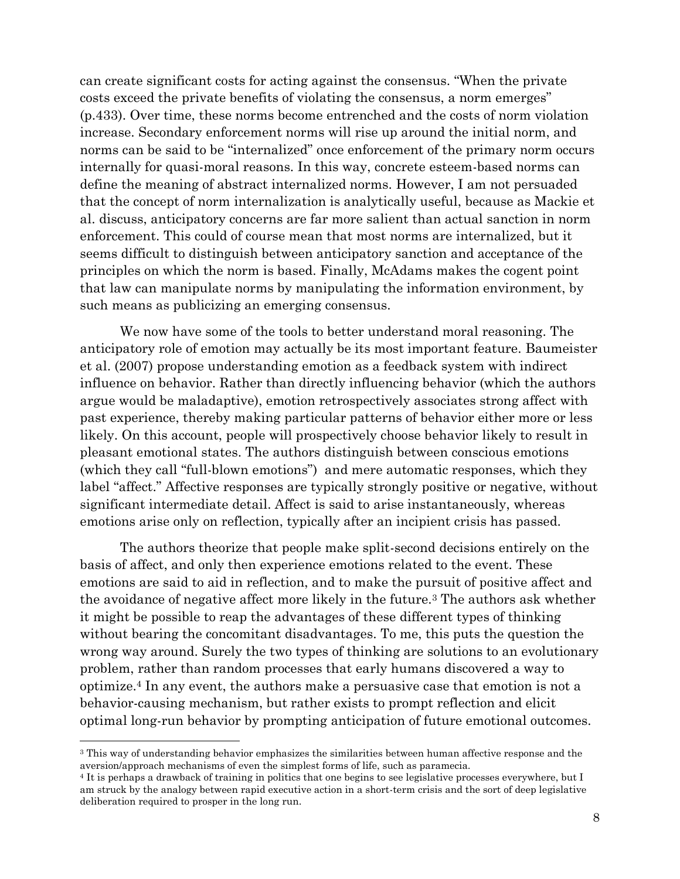can create significant costs for acting against the consensus. "When the private costs exceed the private benefits of violating the consensus, a norm emerges" (p.433). Over time, these norms become entrenched and the costs of norm violation increase. Secondary enforcement norms will rise up around the initial norm, and norms can be said to be "internalized" once enforcement of the primary norm occurs internally for quasi-moral reasons. In this way, concrete esteem-based norms can define the meaning of abstract internalized norms. However, I am not persuaded that the concept of norm internalization is analytically useful, because as Mackie et al. discuss, anticipatory concerns are far more salient than actual sanction in norm enforcement. This could of course mean that most norms are internalized, but it seems difficult to distinguish between anticipatory sanction and acceptance of the principles on which the norm is based. Finally, McAdams makes the cogent point that law can manipulate norms by manipulating the information environment, by such means as publicizing an emerging consensus.

We now have some of the tools to better understand moral reasoning. The anticipatory role of emotion may actually be its most important feature. Baumeister et al. (2007) propose understanding emotion as a feedback system with indirect influence on behavior. Rather than directly influencing behavior (which the authors argue would be maladaptive), emotion retrospectively associates strong affect with past experience, thereby making particular patterns of behavior either more or less likely. On this account, people will prospectively choose behavior likely to result in pleasant emotional states. The authors distinguish between conscious emotions (which they call "full-blown emotions") and mere automatic responses, which they label "affect." Affective responses are typically strongly positive or negative, without significant intermediate detail. Affect is said to arise instantaneously, whereas emotions arise only on reflection, typically after an incipient crisis has passed.

The authors theorize that people make split-second decisions entirely on the basis of affect, and only then experience emotions related to the event. These emotions are said to aid in reflection, and to make the pursuit of positive affect and the avoidance of negative affect more likely in the future.[3] The authors ask whether it might be possible to reap the advantages of these different types of thinking without bearing the concomitant disadvantages. To me, this puts the question the wrong way around. Surely the two types of thinking are solutions to an evolutionary problem, rather than random processes that early humans discovered a way to optimize.[4] In any event, the authors make a persuasive case that emotion is not a behavior-causing mechanism, but rather exists to prompt reflection and elicit optimal long-run behavior by prompting anticipation of future emotional outcomes.

[3] This way of understanding behavior emphasizes the similarities between human affective response and the aversion/approach mechanisms of even the simplest forms of life, such as paramecia.

[4] It is perhaps a drawback of training in politics that one begins to see legislative processes everywhere, but I am struck by the analogy between rapid executive action in a short-term crisis and the sort of deep legislative deliberation required to prosper in the long run.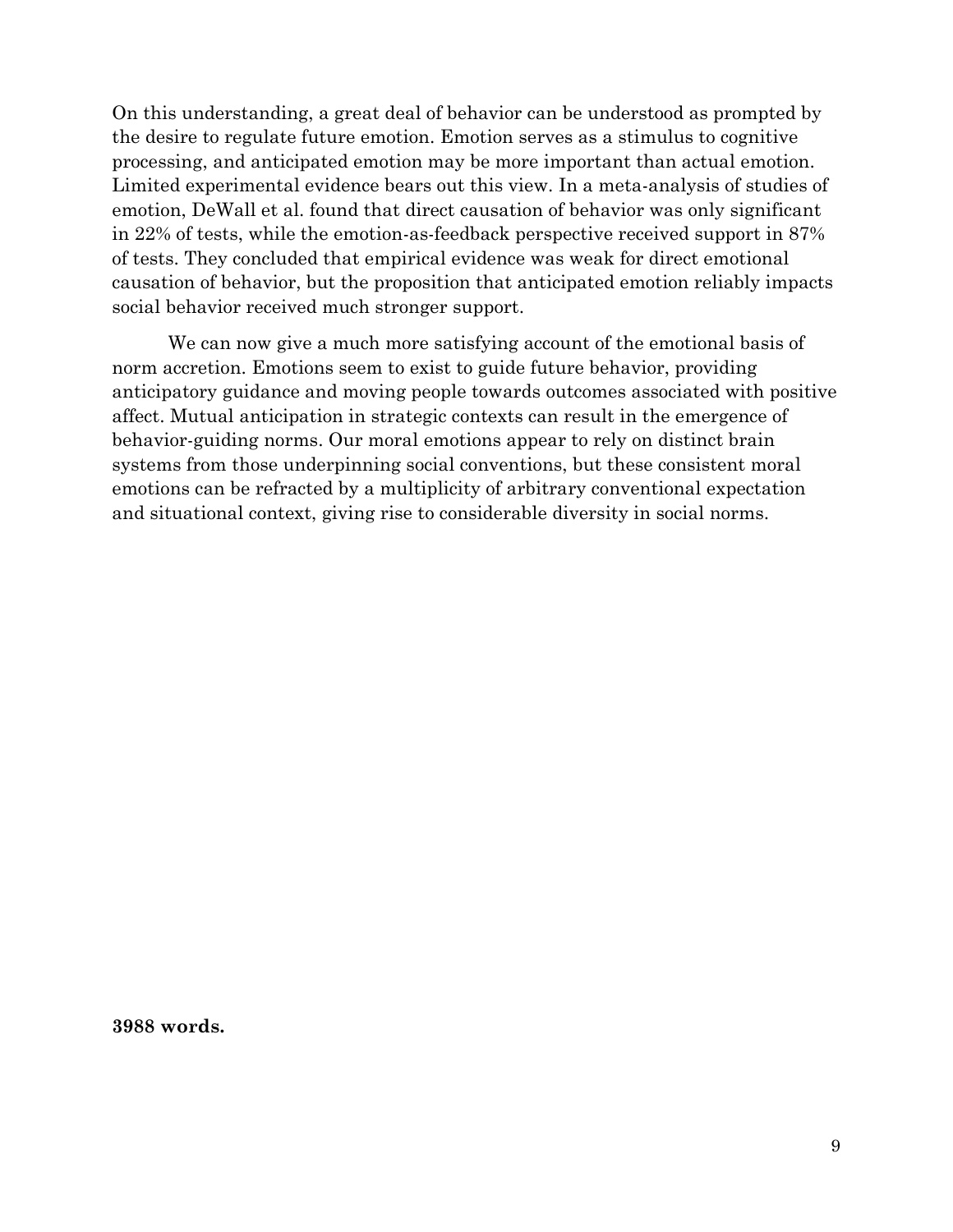On this understanding, a great deal of behavior can be understood as prompted by the desire to regulate future emotion. Emotion serves as a stimulus to cognitive processing, and anticipated emotion may be more important than actual emotion. Limited experimental evidence bears out this view. In a meta-analysis of studies of emotion, DeWall et al. found that direct causation of behavior was only significant in 22% of tests, while the emotion-as-feedback perspective received support in 87% of tests. They concluded that empirical evidence was weak for direct emotional causation of behavior, but the proposition that anticipated emotion reliably impacts social behavior received much stronger support.

We can now give a much more satisfying account of the emotional basis of norm accretion. Emotions seem to exist to guide future behavior, providing anticipatory guidance and moving people towards outcomes associated with positive affect. Mutual anticipation in strategic contexts can result in the emergence of behavior-guiding norms. Our moral emotions appear to rely on distinct brain systems from those underpinning social conventions, but these consistent moral emotions can be refracted by a multiplicity of arbitrary conventional expectation and situational context, giving rise to considerable diversity in social norms.

**3988 words.**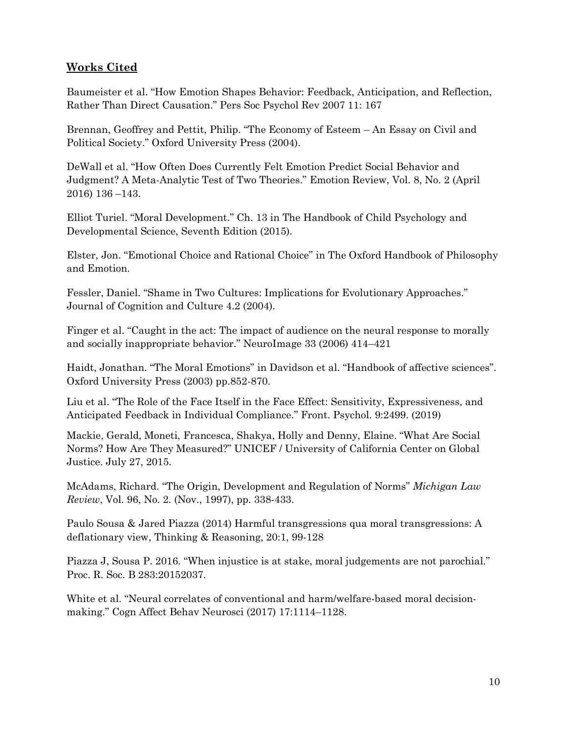## Works Cited

Baumeister et al. "How Emotion Shapes Behavior: Feedback, Anticipation, and Reflection, Rather Than Direct Causation." Pers Soc Psychol Rev 2007 11: 167

Brennan, Geoffrey and Pettit, Philip. "The Economy of Esteem – An Essay on Civil and Political Society." Oxford University Press (2004).

DeWall et al. "How Often Does Currently Felt Emotion Predict Social Behavior and Judgment? A Meta-Analytic Test of Two Theories." Emotion Review, Vol. 8, No. 2 (April 2016) 136 –143.

Elliot Turiel. "Moral Development." Ch. 13 in The Handbook of Child Psychology and Developmental Science, Seventh Edition (2015).

Elster, Jon. "Emotional Choice and Rational Choice" in The Oxford Handbook of Philosophy and Emotion.

Fessler, Daniel. "Shame in Two Cultures: Implications for Evolutionary Approaches." Journal of Cognition and Culture 4.2 (2004).

Finger et al. "Caught in the act: The impact of audience on the neural response to morally and socially inappropriate behavior." NeuroImage 33 (2006) 414–421

Haidt, Jonathan. "The Moral Emotions" in Davidson et al. "Handbook of affective sciences". Oxford University Press (2003) pp.852-870.

Liu et al. "The Role of the Face Itself in the Face Effect: Sensitivity, Expressiveness, and Anticipated Feedback in Individual Compliance." Front. Psychol. 9:2499. (2019)

Mackie, Gerald, Moneti, Francesca, Shakya, Holly and Denny, Elaine. "What Are Social Norms? How Are They Measured?" UNICEF / University of California Center on Global Justice. July 27, 2015.

McAdams, Richard. "The Origin, Development and Regulation of Norms" *Michigan Law Review*, Vol. 96, No. 2. (Nov., 1997), pp. 338-433.

Paulo Sousa & Jared Piazza (2014) Harmful transgressions qua moral transgressions: A deflationary view, Thinking & Reasoning, 20:1, 99-128

Piazza J, Sousa P. 2016. "When injustice is at stake, moral judgements are not parochial." Proc. R. Soc. B 283:20152037.

White et al. "Neural correlates of conventional and harm/welfare-based moral decision-making." Cogn Affect Behav Neurosci (2017) 17:1114–1128.